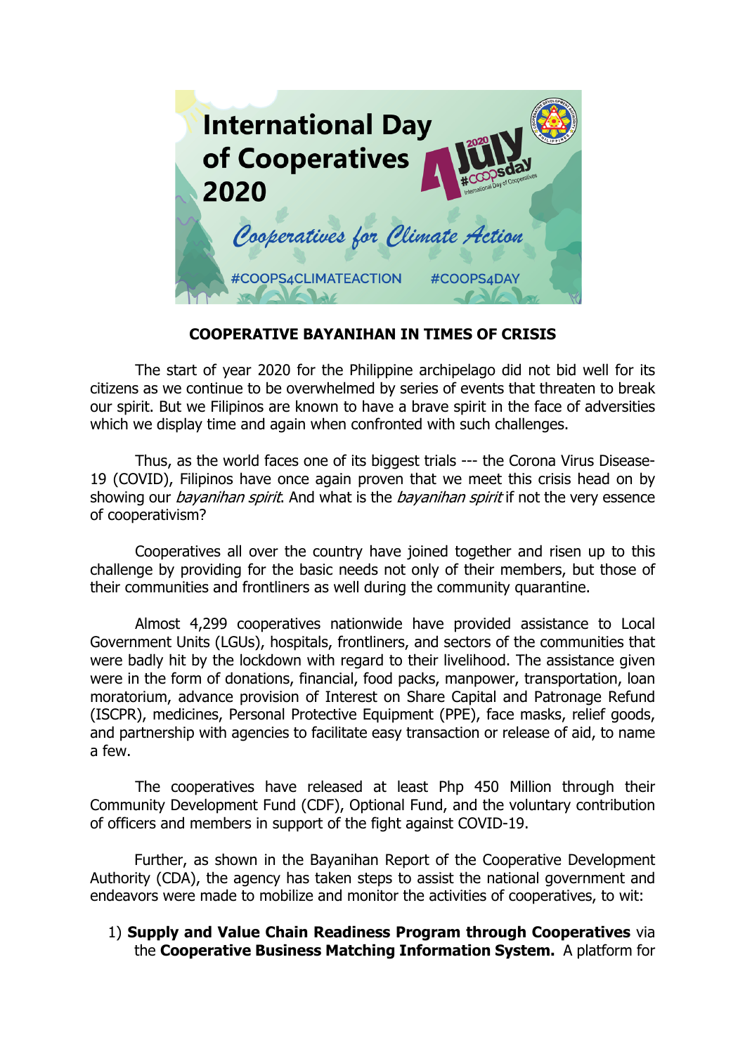International Day of Cooperatives 2020

4 July 2020 #COOPSday International Day of Cooperatives

Cooperatives for Climate Action

#COOPS4CLIMATEACTION #COOPS4DAY

**COOPERATIVE BAYANIHAN IN TIMES OF CRISIS**

The start of year 2020 for the Philippine archipelago did not bid well for its citizens as we continue to be overwhelmed by series of events that threaten to break our spirit. But we Filipinos are known to have a brave spirit in the face of adversities which we display time and again when confronted with such challenges.

Thus, as the world faces one of its biggest trials --- the Corona Virus Disease-19 (COVID), Filipinos have once again proven that we meet this crisis head on by showing our *bayanihan spirit*. And what is the *bayanihan spirit* if not the very essence of cooperativism?

Cooperatives all over the country have joined together and risen up to this challenge by providing for the basic needs not only of their members, but those of their communities and frontliners as well during the community quarantine.

Almost 4,299 cooperatives nationwide have provided assistance to Local Government Units (LGUs), hospitals, frontliners, and sectors of the communities that were badly hit by the lockdown with regard to their livelihood. The assistance given were in the form of donations, financial, food packs, manpower, transportation, loan moratorium, advance provision of Interest on Share Capital and Patronage Refund (ISCPR), medicines, Personal Protective Equipment (PPE), face masks, relief goods, and partnership with agencies to facilitate easy transaction or release of aid, to name a few.

The cooperatives have released at least Php 450 Million through their Community Development Fund (CDF), Optional Fund, and the voluntary contribution of officers and members in support of the fight against COVID-19.

Further, as shown in the Bayanihan Report of the Cooperative Development Authority (CDA), the agency has taken steps to assist the national government and endeavors were made to mobilize and monitor the activities of cooperatives, to wit:

1) **Supply and Value Chain Readiness Program through Cooperatives** via the **Cooperative Business Matching Information System.** A platform for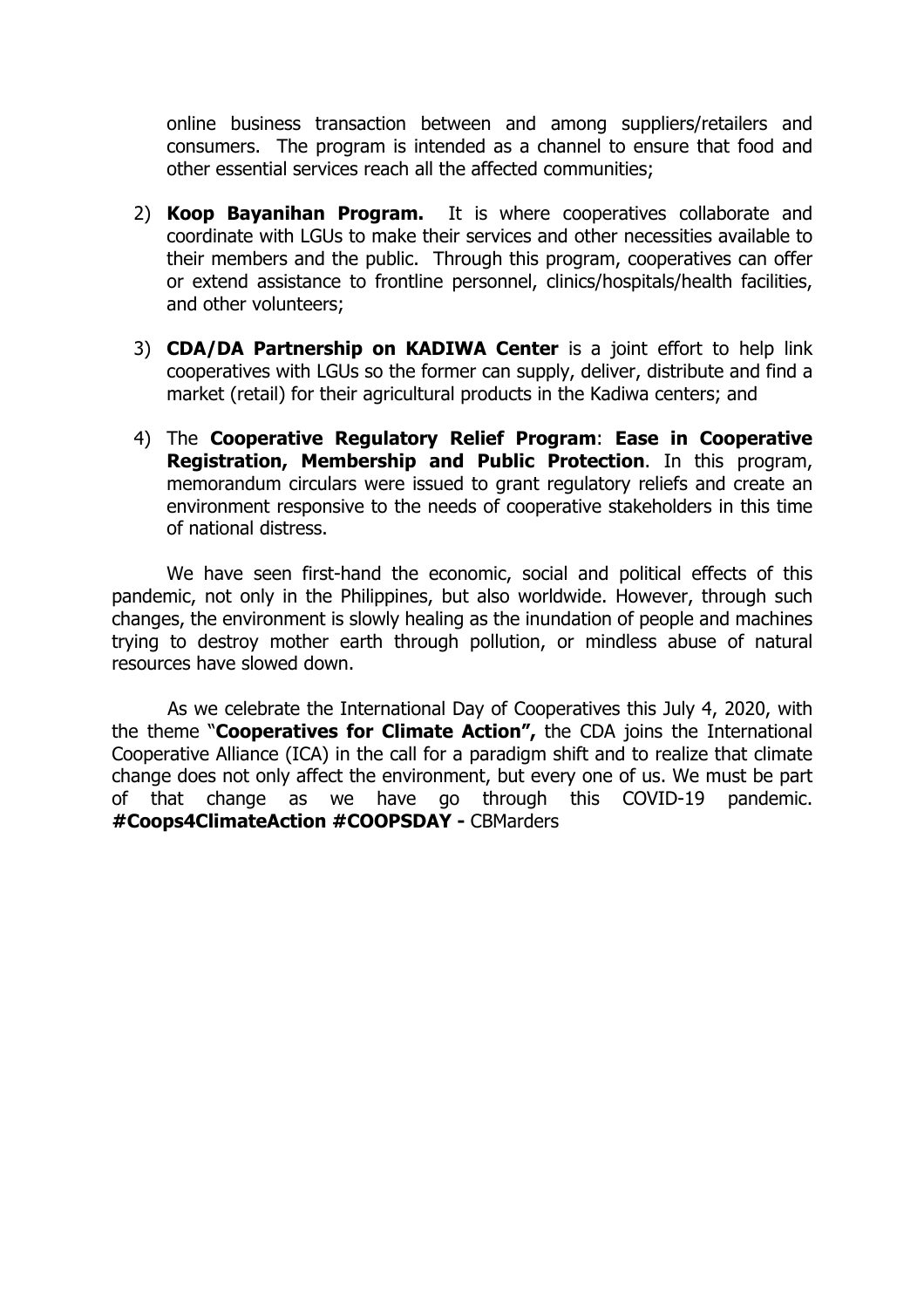online business transaction between and among suppliers/retailers and consumers. The program is intended as a channel to ensure that food and other essential services reach all the affected communities;

2) **Koop Bayanihan Program.** It is where cooperatives collaborate and coordinate with LGUs to make their services and other necessities available to their members and the public. Through this program, cooperatives can offer or extend assistance to frontline personnel, clinics/hospitals/health facilities, and other volunteers;

3) **CDA/DA Partnership on KADIWA Center** is a joint effort to help link cooperatives with LGUs so the former can supply, deliver, distribute and find a market (retail) for their agricultural products in the Kadiwa centers; and

4) The **Cooperative Regulatory Relief Program**: **Ease in Cooperative Registration, Membership and Public Protection**. In this program, memorandum circulars were issued to grant regulatory reliefs and create an environment responsive to the needs of cooperative stakeholders in this time of national distress.

We have seen first-hand the economic, social and political effects of this pandemic, not only in the Philippines, but also worldwide. However, through such changes, the environment is slowly healing as the inundation of people and machines trying to destroy mother earth through pollution, or mindless abuse of natural resources have slowed down.

As we celebrate the International Day of Cooperatives this July 4, 2020, with the theme "**Cooperatives for Climate Action",** the CDA joins the International Cooperative Alliance (ICA) in the call for a paradigm shift and to realize that climate change does not only affect the environment, but every one of us. We must be part of that change as we have go through this COVID-19 pandemic. **#Coops4ClimateAction #COOPSDAY -** CBMarders